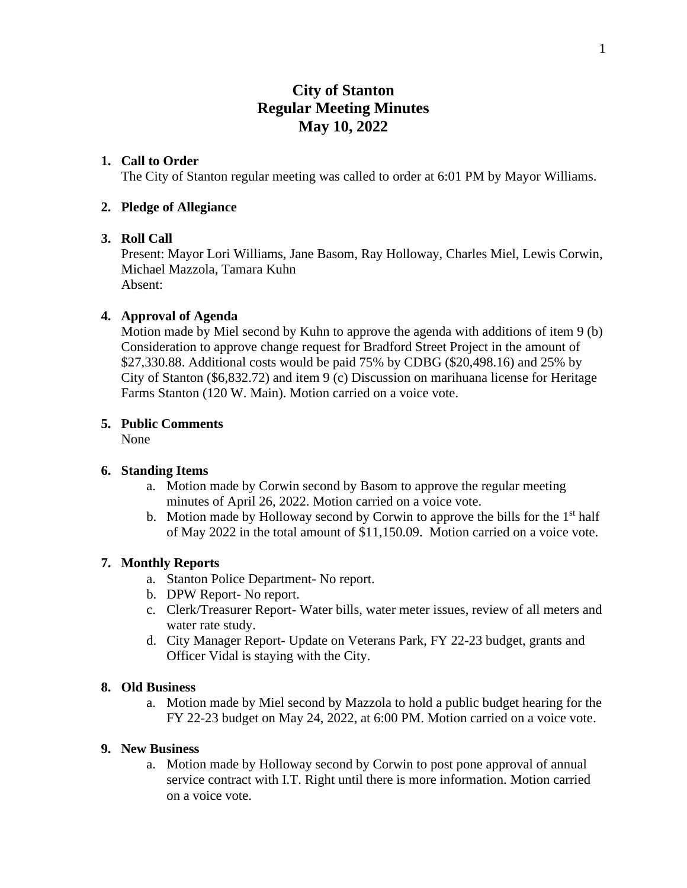# City of Stanton
# Regular Meeting Minutes
# May 10, 2022

1. **Call to Order**
   The City of Stanton regular meeting was called to order at 6:01 PM by Mayor Williams.

2. **Pledge of Allegiance**

3. **Roll Call**
   Present: Mayor Lori Williams, Jane Basom, Ray Holloway, Charles Miel, Lewis Corwin, Michael Mazzola, Tamara Kuhn
   Absent:

4. **Approval of Agenda**
   Motion made by Miel second by Kuhn to approve the agenda with additions of item 9 (b) Consideration to approve change request for Bradford Street Project in the amount of $27,330.88. Additional costs would be paid 75% by CDBG ($20,498.16) and 25% by City of Stanton ($6,832.72) and item 9 (c) Discussion on marihuana license for Heritage Farms Stanton (120 W. Main). Motion carried on a voice vote.

5. **Public Comments**
   None

6. **Standing Items**
   a. Motion made by Corwin second by Basom to approve the regular meeting minutes of April 26, 2022. Motion carried on a voice vote.
   b. Motion made by Holloway second by Corwin to approve the bills for the 1st half of May 2022 in the total amount of $11,150.09. Motion carried on a voice vote.

7. **Monthly Reports**
   a. Stanton Police Department- No report.
   b. DPW Report- No report.
   c. Clerk/Treasurer Report- Water bills, water meter issues, review of all meters and water rate study.
   d. City Manager Report- Update on Veterans Park, FY 22-23 budget, grants and Officer Vidal is staying with the City.

8. **Old Business**
   a. Motion made by Miel second by Mazzola to hold a public budget hearing for the FY 22-23 budget on May 24, 2022, at 6:00 PM. Motion carried on a voice vote.

9. **New Business**
   a. Motion made by Holloway second by Corwin to post pone approval of annual service contract with I.T. Right until there is more information. Motion carried on a voice vote.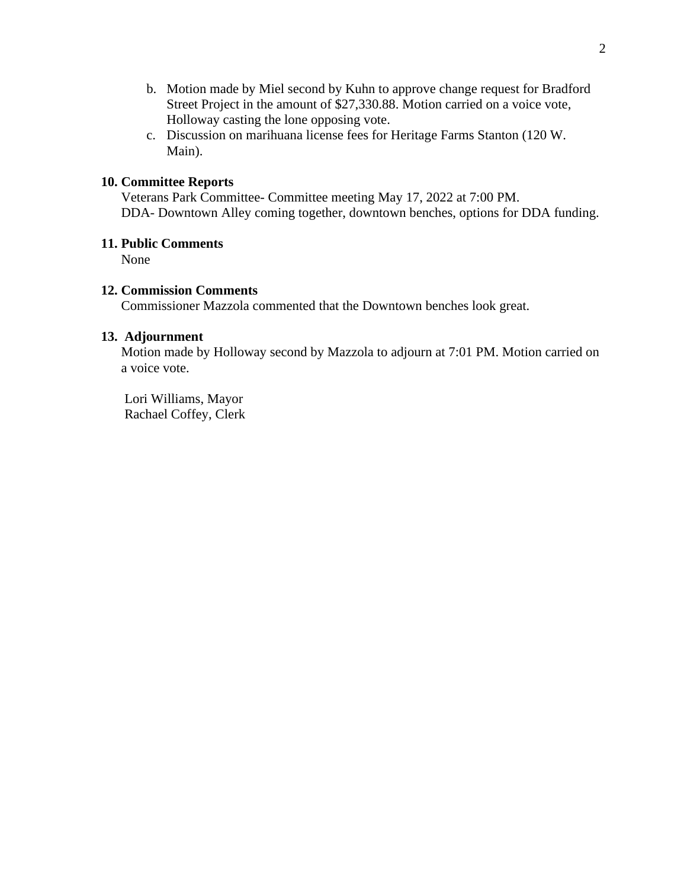b. Motion made by Miel second by Kuhn to approve change request for Bradford Street Project in the amount of $27,330.88. Motion carried on a voice vote, Holloway casting the lone opposing vote.
c. Discussion on marihuana license fees for Heritage Farms Stanton (120 W. Main).

**10. Committee Reports**

Veterans Park Committee- Committee meeting May 17, 2022 at 7:00 PM.
DDA- Downtown Alley coming together, downtown benches, options for DDA funding.

**11. Public Comments**

None

**12. Commission Comments**

Commissioner Mazzola commented that the Downtown benches look great.

**13. Adjournment**

Motion made by Holloway second by Mazzola to adjourn at 7:01 PM. Motion carried on a voice vote.

Lori Williams, Mayor
Rachael Coffey, Clerk